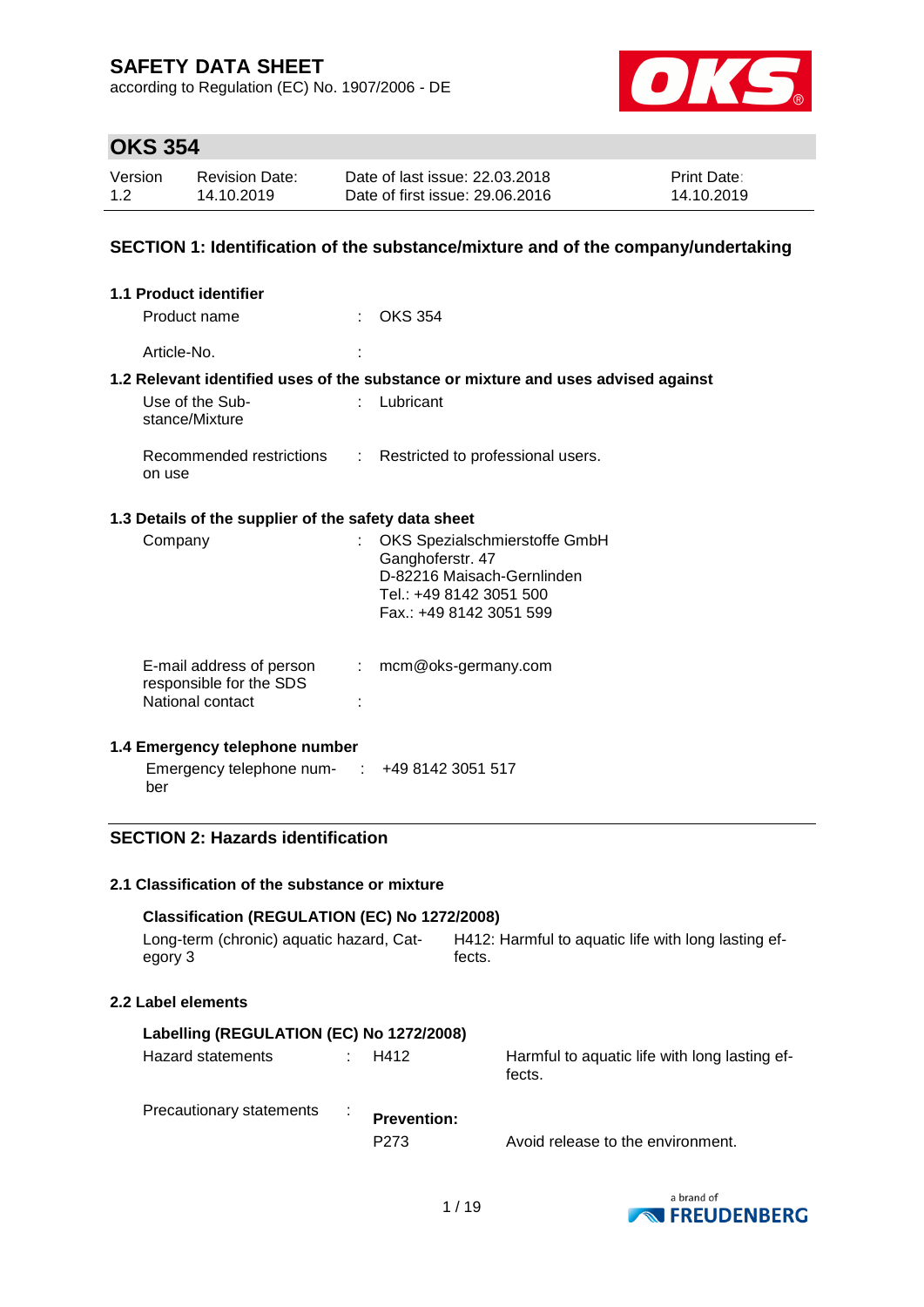# SAFETY DATA SHEET

according to Regulation (EC) No. 1907/2006 - DE

## OKS 354

| Version | Revision Date: | Date of last issue: 22.03.2018 | Print Date: |
|---|---|---|---|
| 1.2 | 14.10.2019 | Date of first issue: 29.06.2016 | 14.10.2019 |

## SECTION 1: Identification of the substance/mixture and of the company/undertaking

### 1.1 Product identifier

Product name : OKS 354

Article-No. :

### 1.2 Relevant identified uses of the substance or mixture and uses advised against

Use of the Substance/Mixture : Lubricant

Recommended restrictions on use : Restricted to professional users.

### 1.3 Details of the supplier of the safety data sheet

Company : OKS Spezialschmierstoffe GmbH
Ganghoferstr. 47
D-82216 Maisach-Gernlinden
Tel.: +49 8142 3051 500
Fax.: +49 8142 3051 599

E-mail address of person responsible for the SDS : mcm@oks-germany.com

National contact :

### 1.4 Emergency telephone number

Emergency telephone number : +49 8142 3051 517

## SECTION 2: Hazards identification

### 2.1 Classification of the substance or mixture

**Classification (REGULATION (EC) No 1272/2008)**

Long-term (chronic) aquatic hazard, Category 3 — H412: Harmful to aquatic life with long lasting effects.

### 2.2 Label elements

**Labelling (REGULATION (EC) No 1272/2008)**

Hazard statements : H412 — Harmful to aquatic life with long lasting effects.

Precautionary statements :

**Prevention:**

P273 — Avoid release to the environment.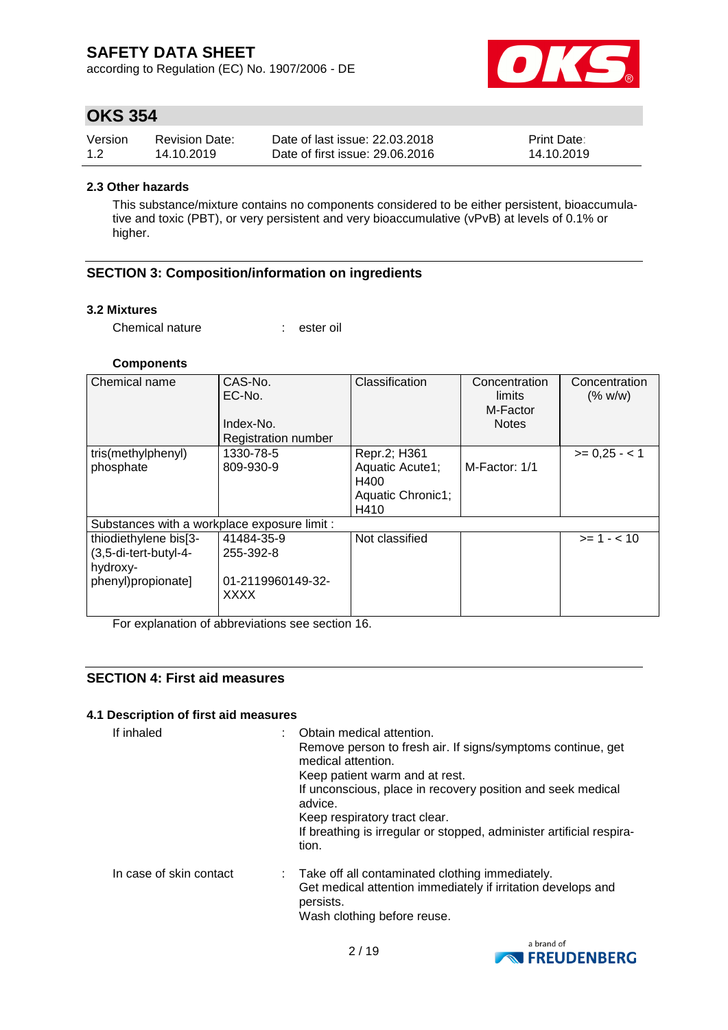#### 2.3 Other hazards

This substance/mixture contains no components considered to be either persistent, bioaccumulative and toxic (PBT), or very persistent and very bioaccumulative (vPvB) at levels of 0.1% or higher.

## SECTION 3: Composition/information on ingredients

### 3.2 Mixtures

Chemical nature : ester oil

**Components**

| Chemical name | CAS-No.<br>EC-No.<br><br>Index-No.<br>Registration number | Classification | Concentration limits<br>M-Factor<br>Notes | Concentration (% w/w) |
|---|---|---|---|---|
| tris(methylphenyl) phosphate | 1330-78-5<br>809-930-9 | Repr.2; H361<br>Aquatic Acute1; H400<br>Aquatic Chronic1; H410 | M-Factor: 1/1 | >= 0,25 - < 1 |
| Substances with a workplace exposure limit : | | | | |
| thiodiethylene bis[3-(3,5-di-tert-butyl-4-hydroxy-phenyl)propionate] | 41484-35-9<br>255-392-8<br><br>01-2119960149-32-XXXX | Not classified | | >= 1 - < 10 |

For explanation of abbreviations see section 16.

## SECTION 4: First aid measures

#### 4.1 Description of first aid measures

If inhaled : Obtain medical attention.
Remove person to fresh air. If signs/symptoms continue, get medical attention.
Keep patient warm and at rest.
If unconscious, place in recovery position and seek medical advice.
Keep respiratory tract clear.
If breathing is irregular or stopped, administer artificial respiration.

In case of skin contact : Take off all contaminated clothing immediately.
Get medical attention immediately if irritation develops and persists.
Wash clothing before reuse.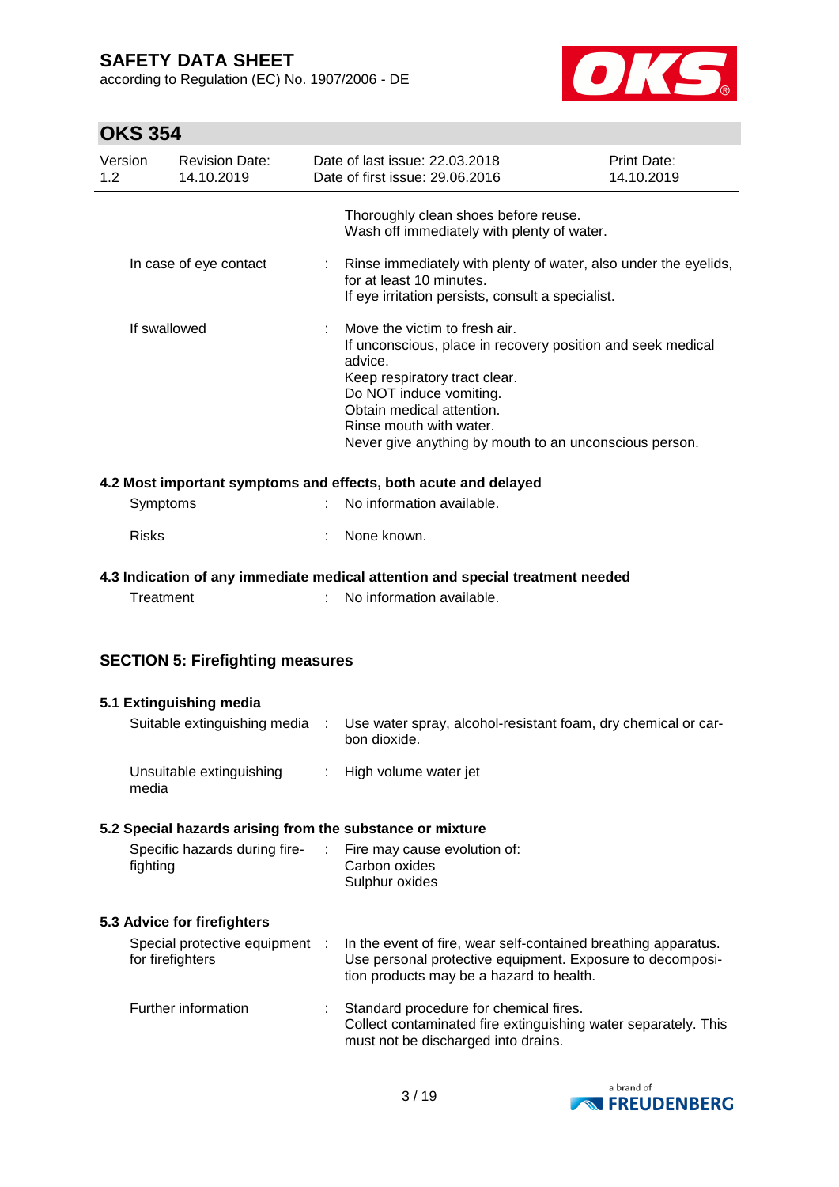Thoroughly clean shoes before reuse.
Wash off immediately with plenty of water.

| | | |
|---|---|---|
| In case of eye contact | : | Rinse immediately with plenty of water, also under the eyelids, for at least 10 minutes.<br>If eye irritation persists, consult a specialist. |
| If swallowed | : | Move the victim to fresh air.<br>If unconscious, place in recovery position and seek medical advice.<br>Keep respiratory tract clear.<br>Do NOT induce vomiting.<br>Obtain medical attention.<br>Rinse mouth with water.<br>Never give anything by mouth to an unconscious person. |

### 4.2 Most important symptoms and effects, both acute and delayed

| | | |
|---|---|---|
| Symptoms | : | No information available. |
| Risks | : | None known. |

### 4.3 Indication of any immediate medical attention and special treatment needed

| | | |
|---|---|---|
| Treatment | : | No information available. |

## SECTION 5: Firefighting measures

### 5.1 Extinguishing media

| | | |
|---|---|---|
| Suitable extinguishing media | : | Use water spray, alcohol-resistant foam, dry chemical or carbon dioxide. |
| Unsuitable extinguishing media | : | High volume water jet |

### 5.2 Special hazards arising from the substance or mixture

| | | |
|---|---|---|
| Specific hazards during firefighting | : | Fire may cause evolution of:<br>Carbon oxides<br>Sulphur oxides |

### 5.3 Advice for firefighters

| | | |
|---|---|---|
| Special protective equipment for firefighters | : | In the event of fire, wear self-contained breathing apparatus.<br>Use personal protective equipment. Exposure to decomposition products may be a hazard to health. |
| Further information | : | Standard procedure for chemical fires.<br>Collect contaminated fire extinguishing water separately. This must not be discharged into drains. |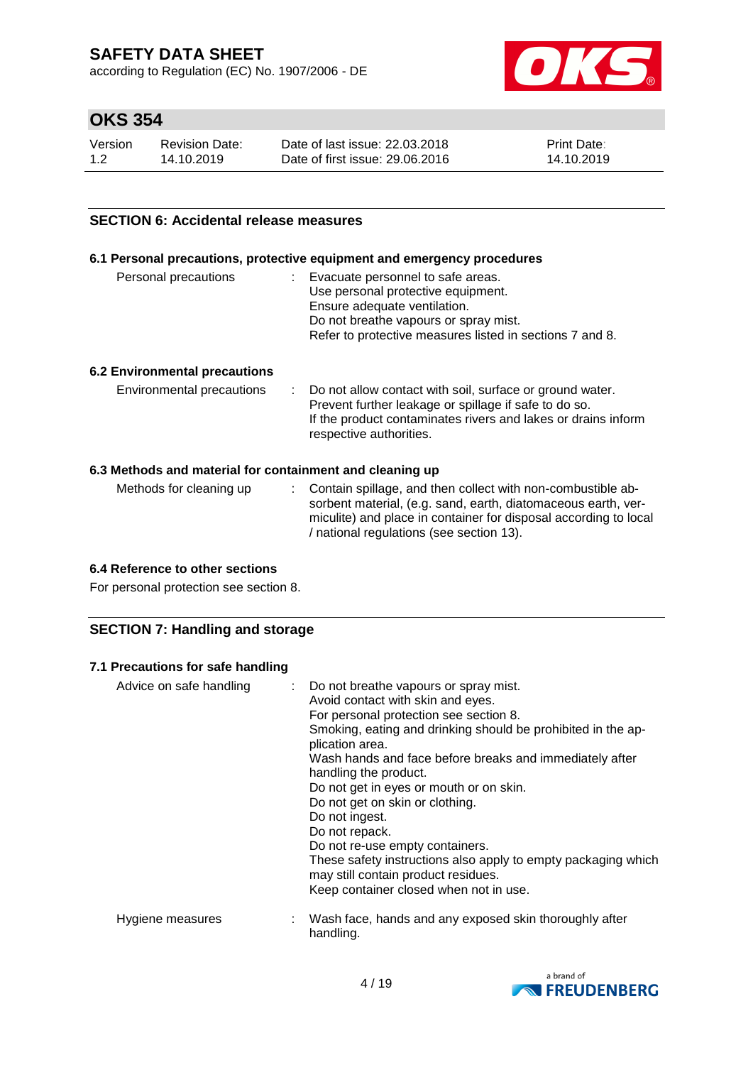## SECTION 6: Accidental release measures

### 6.1 Personal precautions, protective equipment and emergency procedures

| | |
|---|---|
| Personal precautions | : Evacuate personnel to safe areas.<br>Use personal protective equipment.<br>Ensure adequate ventilation.<br>Do not breathe vapours or spray mist.<br>Refer to protective measures listed in sections 7 and 8. |

### 6.2 Environmental precautions

| | |
|---|---|
| Environmental precautions | : Do not allow contact with soil, surface or ground water.<br>Prevent further leakage or spillage if safe to do so.<br>If the product contaminates rivers and lakes or drains inform respective authorities. |

### 6.3 Methods and material for containment and cleaning up

| | |
|---|---|
| Methods for cleaning up | : Contain spillage, and then collect with non-combustible absorbent material, (e.g. sand, earth, diatomaceous earth, vermiculite) and place in container for disposal according to local / national regulations (see section 13). |

### 6.4 Reference to other sections

For personal protection see section 8.

## SECTION 7: Handling and storage

### 7.1 Precautions for safe handling

| | |
|---|---|
| Advice on safe handling | : Do not breathe vapours or spray mist.<br>Avoid contact with skin and eyes.<br>For personal protection see section 8.<br>Smoking, eating and drinking should be prohibited in the application area.<br>Wash hands and face before breaks and immediately after handling the product.<br>Do not get in eyes or mouth or on skin.<br>Do not get on skin or clothing.<br>Do not ingest.<br>Do not repack.<br>Do not re-use empty containers.<br>These safety instructions also apply to empty packaging which may still contain product residues.<br>Keep container closed when not in use. |
| Hygiene measures | : Wash face, hands and any exposed skin thoroughly after handling. |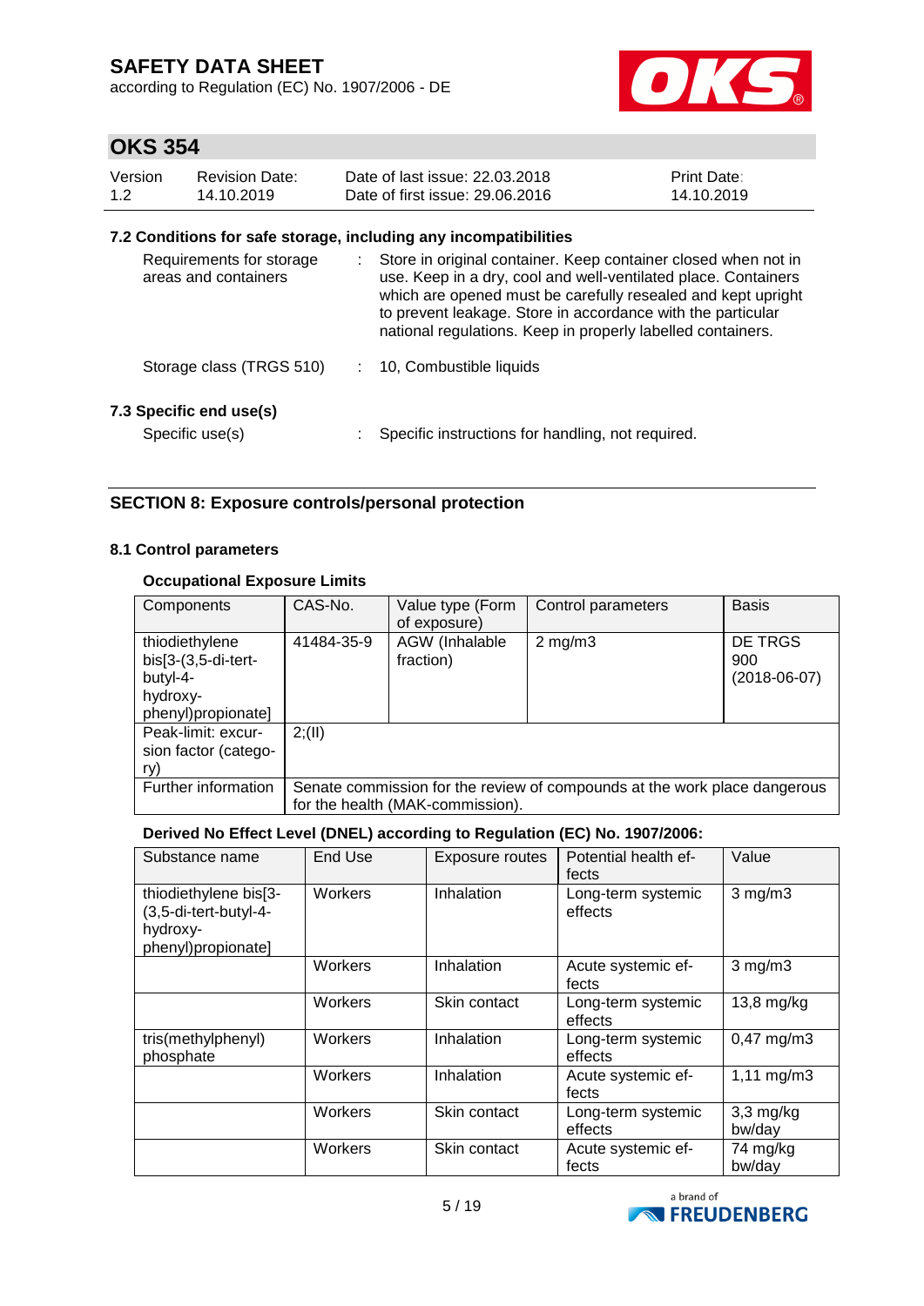### 7.2 Conditions for safe storage, including any incompatibilities

| | | |
|---|---|---|
| Requirements for storage areas and containers | : | Store in original container. Keep container closed when not in use. Keep in a dry, cool and well-ventilated place. Containers which are opened must be carefully resealed and kept upright to prevent leakage. Store in accordance with the particular national regulations. Keep in properly labelled containers. |
| Storage class (TRGS 510) | : | 10, Combustible liquids |

### 7.3 Specific end use(s)

| | | |
|---|---|---|
| Specific use(s) | : | Specific instructions for handling, not required. |

## SECTION 8: Exposure controls/personal protection

### 8.1 Control parameters

#### Occupational Exposure Limits

| Components | CAS-No. | Value type (Form of exposure) | Control parameters | Basis |
|---|---|---|---|---|
| thiodiethylene bis[3-(3,5-di-tert-butyl-4-hydroxy-phenyl)propionate] | 41484-35-9 | AGW (Inhalable fraction) | 2 mg/m3 | DE TRGS 900 (2018-06-07) |
| Peak-limit: excursion factor (category) | 2;(II) | | | |
| Further information | Senate commission for the review of compounds at the work place dangerous for the health (MAK-commission). | | | |

#### Derived No Effect Level (DNEL) according to Regulation (EC) No. 1907/2006:

| Substance name | End Use | Exposure routes | Potential health effects | Value |
|---|---|---|---|---|
| thiodiethylene bis[3-(3,5-di-tert-butyl-4-hydroxy-phenyl)propionate] | Workers | Inhalation | Long-term systemic effects | 3 mg/m3 |
| | Workers | Inhalation | Acute systemic effects | 3 mg/m3 |
| | Workers | Skin contact | Long-term systemic effects | 13,8 mg/kg |
| tris(methylphenyl) phosphate | Workers | Inhalation | Long-term systemic effects | 0,47 mg/m3 |
| | Workers | Inhalation | Acute systemic effects | 1,11 mg/m3 |
| | Workers | Skin contact | Long-term systemic effects | 3,3 mg/kg bw/day |
| | Workers | Skin contact | Acute systemic effects | 74 mg/kg bw/day |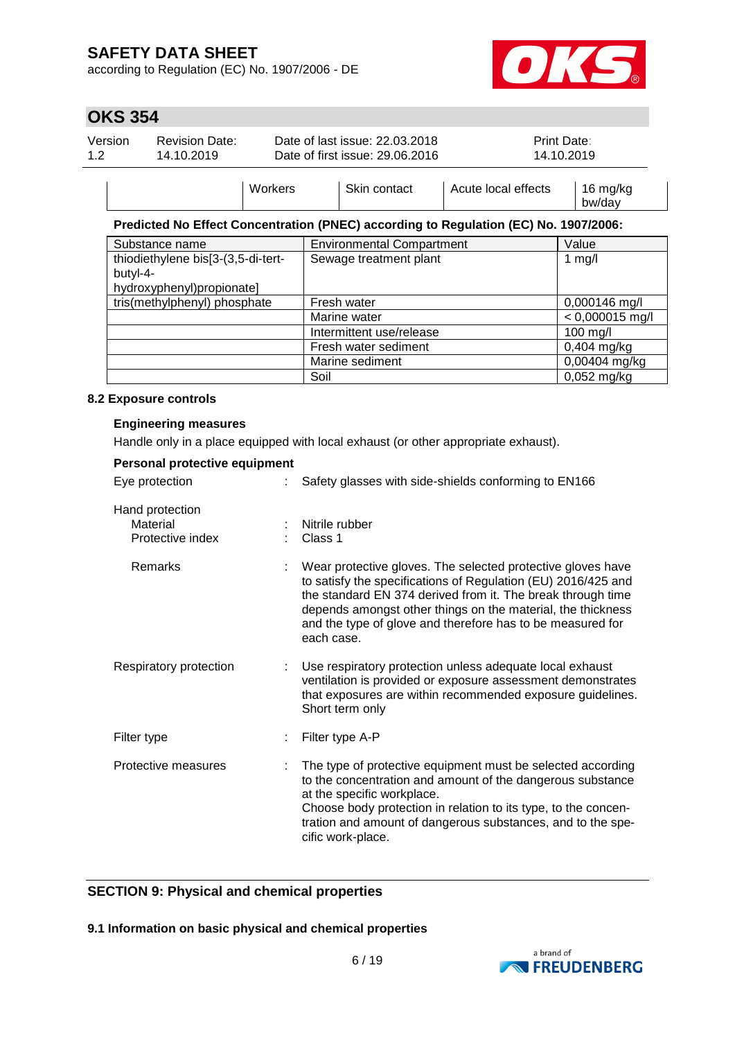| | Workers | Skin contact | Acute local effects | 16 mg/kg bw/day |
|---|---|---|---|---|

**Predicted No Effect Concentration (PNEC) according to Regulation (EC) No. 1907/2006:**

| Substance name | Environmental Compartment | Value |
|---|---|---|
| thiodiethylene bis[3-(3,5-di-tert-butyl-4-hydroxyphenyl)propionate] | Sewage treatment plant | 1 mg/l |
| tris(methylphenyl) phosphate | Fresh water | 0,000146 mg/l |
| | Marine water | < 0,000015 mg/l |
| | Intermittent use/release | 100 mg/l |
| | Fresh water sediment | 0,404 mg/kg |
| | Marine sediment | 0,00404 mg/kg |
| | Soil | 0,052 mg/kg |

### 8.2 Exposure controls

**Engineering measures**

Handle only in a place equipped with local exhaust (or other appropriate exhaust).

**Personal protective equipment**

Eye protection : Safety glasses with side-shields conforming to EN166

Hand protection
- Material : Nitrile rubber
- Protective index : Class 1

Remarks : Wear protective gloves. The selected protective gloves have to satisfy the specifications of Regulation (EU) 2016/425 and the standard EN 374 derived from it. The break through time depends amongst other things on the material, the thickness and the type of glove and therefore has to be measured for each case.

Respiratory protection : Use respiratory protection unless adequate local exhaust ventilation is provided or exposure assessment demonstrates that exposures are within recommended exposure guidelines. Short term only

Filter type : Filter type A-P

Protective measures : The type of protective equipment must be selected according to the concentration and amount of the dangerous substance at the specific workplace.
Choose body protection in relation to its type, to the concentration and amount of dangerous substances, and to the specific work-place.

## SECTION 9: Physical and chemical properties

### 9.1 Information on basic physical and chemical properties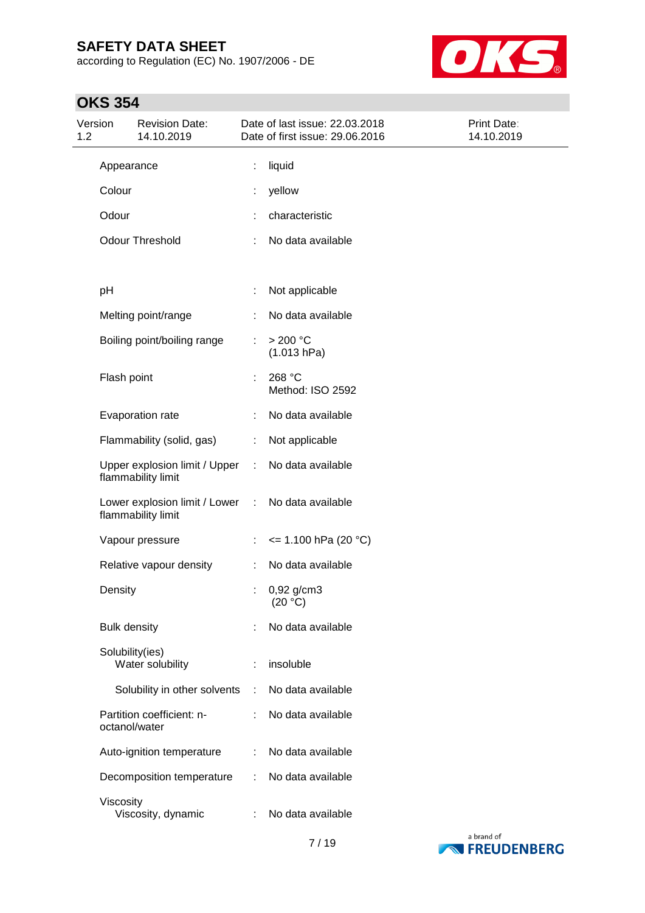| Property | | Value |
|---|---|---|
| Appearance | : | liquid |
| Colour | : | yellow |
| Odour | : | characteristic |
| Odour Threshold | : | No data available |
| pH | : | Not applicable |
| Melting point/range | : | No data available |
| Boiling point/boiling range | : | > 200 °C (1.013 hPa) |
| Flash point | : | 268 °C Method: ISO 2592 |
| Evaporation rate | : | No data available |
| Flammability (solid, gas) | : | Not applicable |
| Upper explosion limit / Upper flammability limit | : | No data available |
| Lower explosion limit / Lower flammability limit | : | No data available |
| Vapour pressure | : | <= 1.100 hPa (20 °C) |
| Relative vapour density | : | No data available |
| Density | : | 0,92 g/cm3 (20 °C) |
| Bulk density | : | No data available |
| Solubility(ies) | | |
| Water solubility | : | insoluble |
| Solubility in other solvents | : | No data available |
| Partition coefficient: n-octanol/water | : | No data available |
| Auto-ignition temperature | : | No data available |
| Decomposition temperature | : | No data available |
| Viscosity | | |
| Viscosity, dynamic | : | No data available |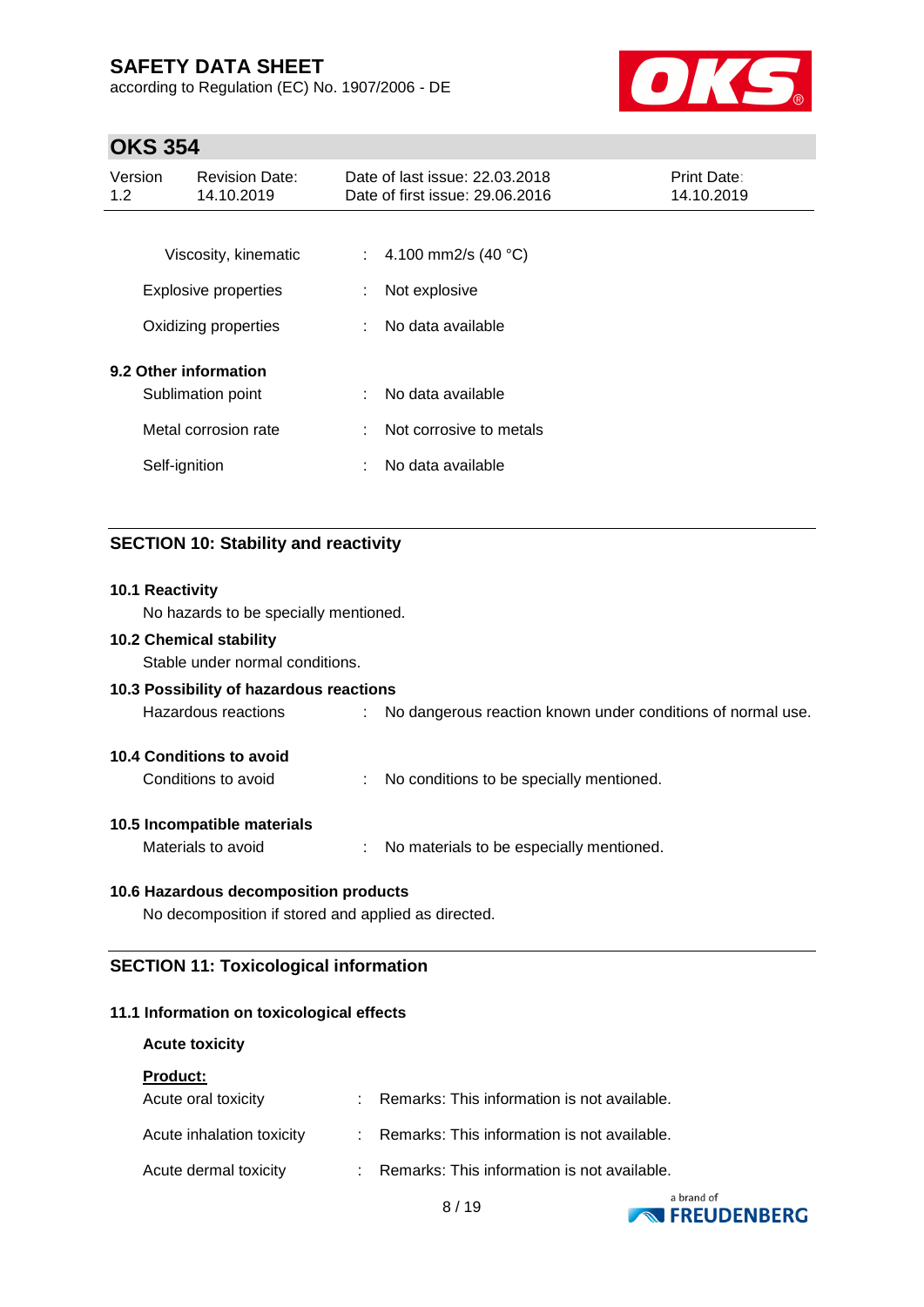| | | |
|---|---|---|
| Viscosity, kinematic | : | 4.100 mm2/s (40 °C) |
| Explosive properties | : | Not explosive |
| Oxidizing properties | : | No data available |

**9.2 Other information**

| | | |
|---|---|---|
| Sublimation point | : | No data available |
| Metal corrosion rate | : | Not corrosive to metals |
| Self-ignition | : | No data available |

## SECTION 10: Stability and reactivity

**10.1 Reactivity**

No hazards to be specially mentioned.

**10.2 Chemical stability**

Stable under normal conditions.

**10.3 Possibility of hazardous reactions**

Hazardous reactions : No dangerous reaction known under conditions of normal use.

**10.4 Conditions to avoid**

Conditions to avoid : No conditions to be specially mentioned.

**10.5 Incompatible materials**

Materials to avoid : No materials to be especially mentioned.

**10.6 Hazardous decomposition products**

No decomposition if stored and applied as directed.

## SECTION 11: Toxicological information

**11.1 Information on toxicological effects**

**Acute toxicity**

**Product:**

| | | |
|---|---|---|
| Acute oral toxicity | : | Remarks: This information is not available. |
| Acute inhalation toxicity | : | Remarks: This information is not available. |
| Acute dermal toxicity | : | Remarks: This information is not available. |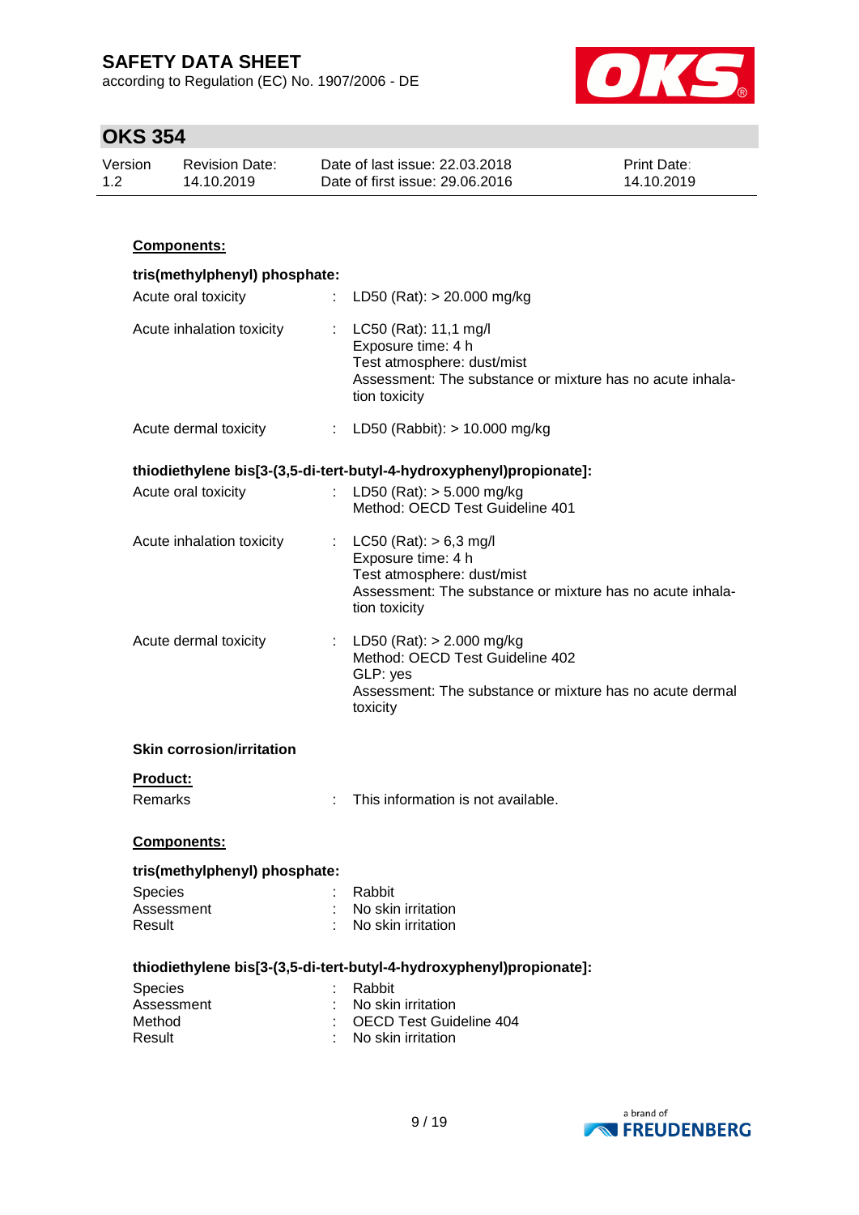**Components:**

**tris(methylphenyl) phosphate:**

| | | |
|---|---|---|
| Acute oral toxicity | : | LD50 (Rat): > 20.000 mg/kg |
| Acute inhalation toxicity | : | LC50 (Rat): 11,1 mg/l<br>Exposure time: 4 h<br>Test atmosphere: dust/mist<br>Assessment: The substance or mixture has no acute inhalation toxicity |
| Acute dermal toxicity | : | LD50 (Rabbit): > 10.000 mg/kg |

**thiodiethylene bis[3-(3,5-di-tert-butyl-4-hydroxyphenyl)propionate]:**

| | | |
|---|---|---|
| Acute oral toxicity | : | LD50 (Rat): > 5.000 mg/kg<br>Method: OECD Test Guideline 401 |
| Acute inhalation toxicity | : | LC50 (Rat): > 6,3 mg/l<br>Exposure time: 4 h<br>Test atmosphere: dust/mist<br>Assessment: The substance or mixture has no acute inhalation toxicity |
| Acute dermal toxicity | : | LD50 (Rat): > 2.000 mg/kg<br>Method: OECD Test Guideline 402<br>GLP: yes<br>Assessment: The substance or mixture has no acute dermal toxicity |

**Skin corrosion/irritation**

**Product:**

| | | |
|---|---|---|
| Remarks | : | This information is not available. |

**Components:**

**tris(methylphenyl) phosphate:**

| | | |
|---|---|---|
| Species | : | Rabbit |
| Assessment | : | No skin irritation |
| Result | : | No skin irritation |

**thiodiethylene bis[3-(3,5-di-tert-butyl-4-hydroxyphenyl)propionate]:**

| | | |
|---|---|---|
| Species | : | Rabbit |
| Assessment | : | No skin irritation |
| Method | : | OECD Test Guideline 404 |
| Result | : | No skin irritation |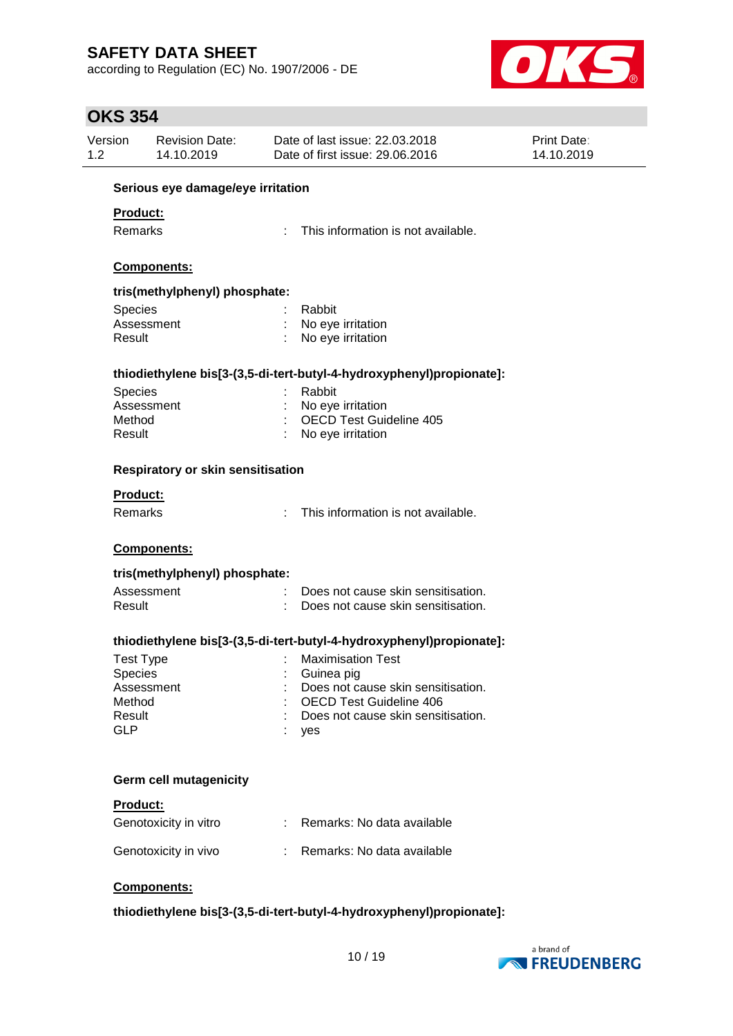### Serious eye damage/eye irritation

**Product:**

| | | |
|---|---|---|
| Remarks | : | This information is not available. |

**Components:**

**tris(methylphenyl) phosphate:**

| | | |
|---|---|---|
| Species | : | Rabbit |
| Assessment | : | No eye irritation |
| Result | : | No eye irritation |

**thiodiethylene bis[3-(3,5-di-tert-butyl-4-hydroxyphenyl)propionate]:**

| | | |
|---|---|---|
| Species | : | Rabbit |
| Assessment | : | No eye irritation |
| Method | : | OECD Test Guideline 405 |
| Result | : | No eye irritation |

### Respiratory or skin sensitisation

**Product:**

| | | |
|---|---|---|
| Remarks | : | This information is not available. |

**Components:**

**tris(methylphenyl) phosphate:**

| | | |
|---|---|---|
| Assessment | : | Does not cause skin sensitisation. |
| Result | : | Does not cause skin sensitisation. |

**thiodiethylene bis[3-(3,5-di-tert-butyl-4-hydroxyphenyl)propionate]:**

| | | |
|---|---|---|
| Test Type | : | Maximisation Test |
| Species | : | Guinea pig |
| Assessment | : | Does not cause skin sensitisation. |
| Method | : | OECD Test Guideline 406 |
| Result | : | Does not cause skin sensitisation. |
| GLP | : | yes |

### Germ cell mutagenicity

**Product:**

| | | |
|---|---|---|
| Genotoxicity in vitro | : | Remarks: No data available |
| Genotoxicity in vivo | : | Remarks: No data available |

**Components:**

**thiodiethylene bis[3-(3,5-di-tert-butyl-4-hydroxyphenyl)propionate]:**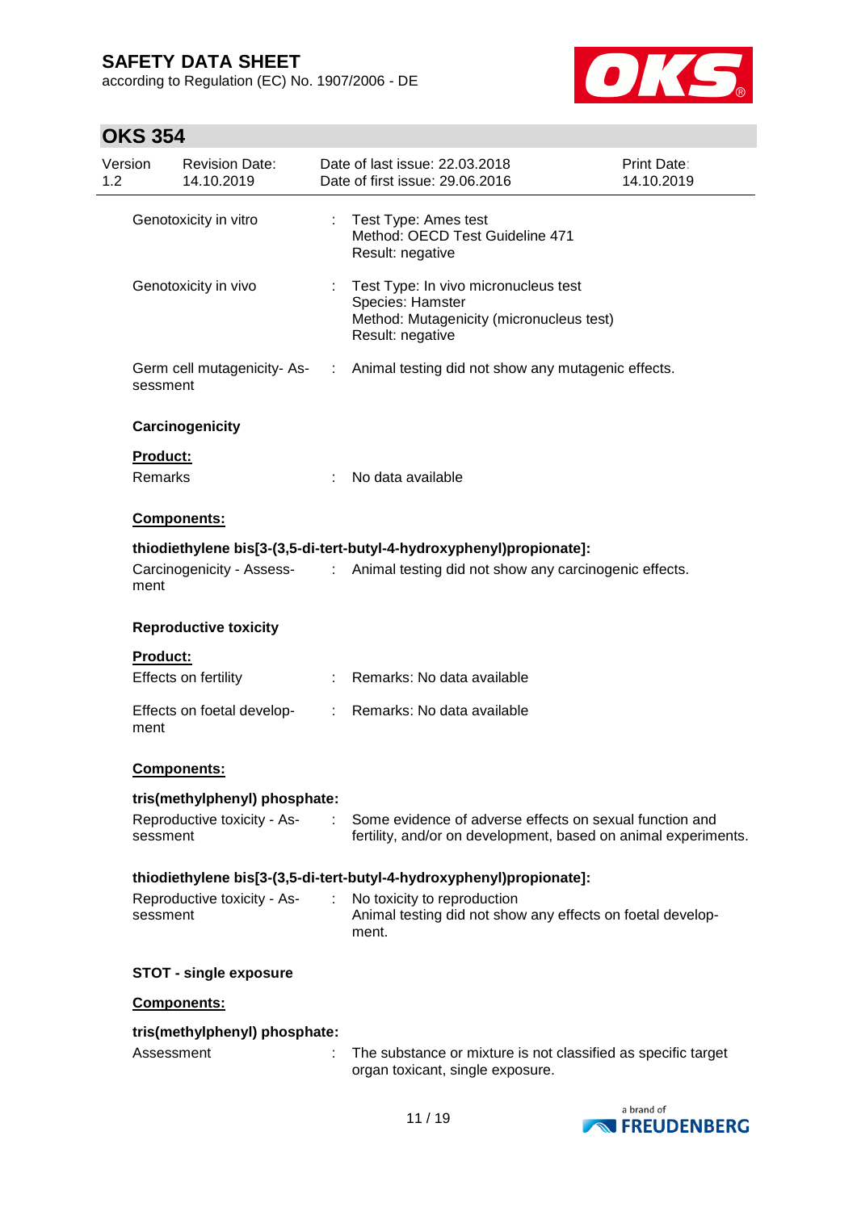Genotoxicity in vitro : Test Type: Ames test
Method: OECD Test Guideline 471
Result: negative

Genotoxicity in vivo : Test Type: In vivo micronucleus test
Species: Hamster
Method: Mutagenicity (micronucleus test)
Result: negative

Germ cell mutagenicity- Assessment : Animal testing did not show any mutagenic effects.

**Carcinogenicity**

**Product:**

Remarks : No data available

**Components:**

**thiodiethylene bis[3-(3,5-di-tert-butyl-4-hydroxyphenyl)propionate]:**

Carcinogenicity - Assessment : Animal testing did not show any carcinogenic effects.

**Reproductive toxicity**

**Product:**

Effects on fertility : Remarks: No data available

Effects on foetal development : Remarks: No data available

**Components:**

**tris(methylphenyl) phosphate:**

Reproductive toxicity - Assessment : Some evidence of adverse effects on sexual function and fertility, and/or on development, based on animal experiments.

**thiodiethylene bis[3-(3,5-di-tert-butyl-4-hydroxyphenyl)propionate]:**

Reproductive toxicity - Assessment : No toxicity to reproduction
Animal testing did not show any effects on foetal development.

**STOT - single exposure**

**Components:**

**tris(methylphenyl) phosphate:**

Assessment : The substance or mixture is not classified as specific target organ toxicant, single exposure.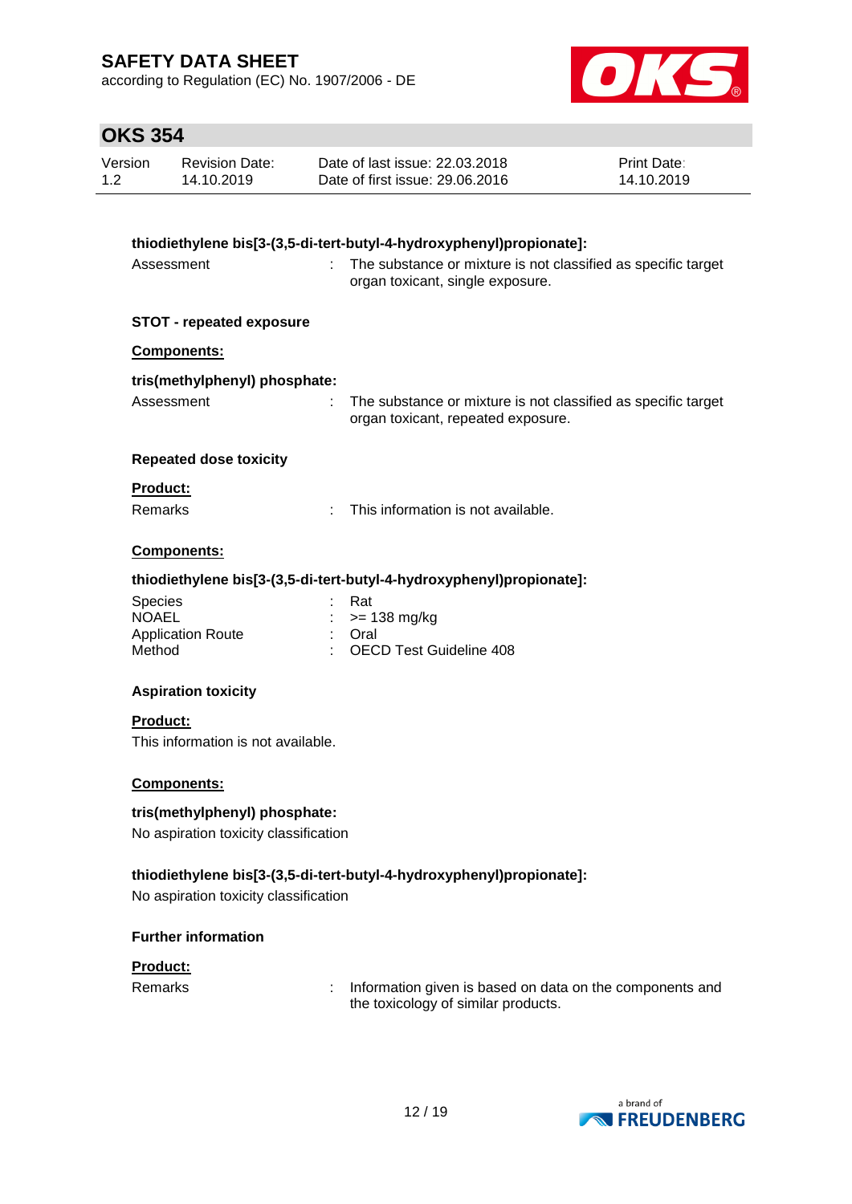**thiodiethylene bis[3-(3,5-di-tert-butyl-4-hydroxyphenyl)propionate]:**

Assessment : The substance or mixture is not classified as specific target organ toxicant, single exposure.

**STOT - repeated exposure**

**Components:**

**tris(methylphenyl) phosphate:**

Assessment : The substance or mixture is not classified as specific target organ toxicant, repeated exposure.

**Repeated dose toxicity**

**Product:**

Remarks : This information is not available.

**Components:**

**thiodiethylene bis[3-(3,5-di-tert-butyl-4-hydroxyphenyl)propionate]:**

Species : Rat
NOAEL : >= 138 mg/kg
Application Route : Oral
Method : OECD Test Guideline 408

**Aspiration toxicity**

**Product:**

This information is not available.

**Components:**

**tris(methylphenyl) phosphate:**

No aspiration toxicity classification

**thiodiethylene bis[3-(3,5-di-tert-butyl-4-hydroxyphenyl)propionate]:**

No aspiration toxicity classification

**Further information**

**Product:**

Remarks : Information given is based on data on the components and the toxicology of similar products.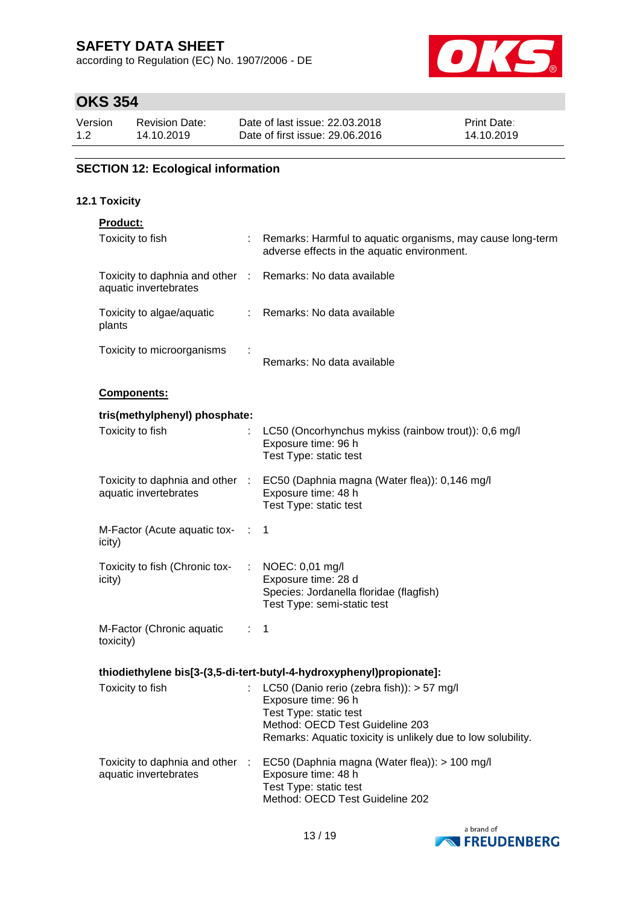## SECTION 12: Ecological information

### 12.1 Toxicity

**Product:**

| | | |
|---|---|---|
| Toxicity to fish | : | Remarks: Harmful to aquatic organisms, may cause long-term adverse effects in the aquatic environment. |
| Toxicity to daphnia and other aquatic invertebrates | : | Remarks: No data available |
| Toxicity to algae/aquatic plants | : | Remarks: No data available |
| Toxicity to microorganisms | : | Remarks: No data available |

**Components:**

**tris(methylphenyl) phosphate:**

| | | |
|---|---|---|
| Toxicity to fish | : | LC50 (Oncorhynchus mykiss (rainbow trout)): 0,6 mg/l<br>Exposure time: 96 h<br>Test Type: static test |
| Toxicity to daphnia and other aquatic invertebrates | : | EC50 (Daphnia magna (Water flea)): 0,146 mg/l<br>Exposure time: 48 h<br>Test Type: static test |
| M-Factor (Acute aquatic toxicity) | : | 1 |
| Toxicity to fish (Chronic toxicity) | : | NOEC: 0,01 mg/l<br>Exposure time: 28 d<br>Species: Jordanella floridae (flagfish)<br>Test Type: semi-static test |
| M-Factor (Chronic aquatic toxicity) | : | 1 |

**thiodiethylene bis[3-(3,5-di-tert-butyl-4-hydroxyphenyl)propionate]:**

| | | |
|---|---|---|
| Toxicity to fish | : | LC50 (Danio rerio (zebra fish)): > 57 mg/l<br>Exposure time: 96 h<br>Test Type: static test<br>Method: OECD Test Guideline 203<br>Remarks: Aquatic toxicity is unlikely due to low solubility. |
| Toxicity to daphnia and other aquatic invertebrates | : | EC50 (Daphnia magna (Water flea)): > 100 mg/l<br>Exposure time: 48 h<br>Test Type: static test<br>Method: OECD Test Guideline 202 |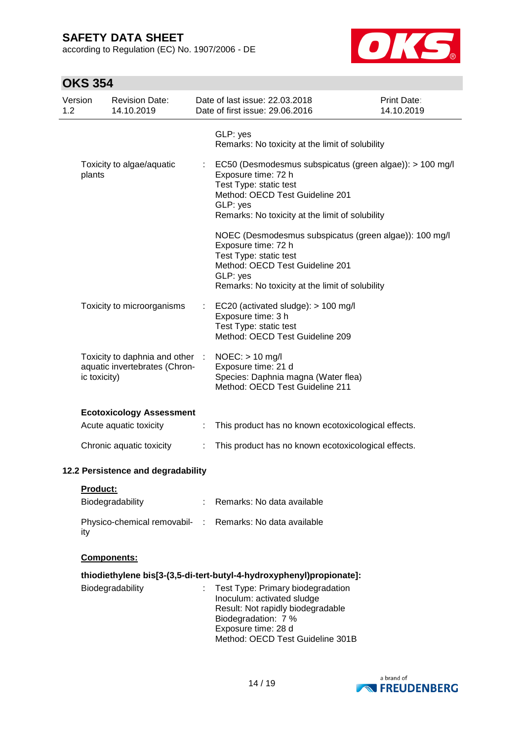| | | |
|---|---|---|
| | | GLP: yes<br>Remarks: No toxicity at the limit of solubility |
| Toxicity to algae/aquatic plants | : | EC50 (Desmodesmus subspicatus (green algae)): > 100 mg/l<br>Exposure time: 72 h<br>Test Type: static test<br>Method: OECD Test Guideline 201<br>GLP: yes<br>Remarks: No toxicity at the limit of solubility |
| | | NOEC (Desmodesmus subspicatus (green algae)): 100 mg/l<br>Exposure time: 72 h<br>Test Type: static test<br>Method: OECD Test Guideline 201<br>GLP: yes<br>Remarks: No toxicity at the limit of solubility |
| Toxicity to microorganisms | : | EC20 (activated sludge): > 100 mg/l<br>Exposure time: 3 h<br>Test Type: static test<br>Method: OECD Test Guideline 209 |
| Toxicity to daphnia and other aquatic invertebrates (Chronic toxicity) | : | NOEC: > 10 mg/l<br>Exposure time: 21 d<br>Species: Daphnia magna (Water flea)<br>Method: OECD Test Guideline 211 |

**Ecotoxicology Assessment**

| | | |
|---|---|---|
| Acute aquatic toxicity | : | This product has no known ecotoxicological effects. |
| Chronic aquatic toxicity | : | This product has no known ecotoxicological effects. |

## 12.2 Persistence and degradability

**Product:**

| | | |
|---|---|---|
| Biodegradability | : | Remarks: No data available |
| Physico-chemical removability | : | Remarks: No data available |

**Components:**

**thiodiethylene bis[3-(3,5-di-tert-butyl-4-hydroxyphenyl)propionate]:**

| | | |
|---|---|---|
| Biodegradability | : | Test Type: Primary biodegradation<br>Inoculum: activated sludge<br>Result: Not rapidly biodegradable<br>Biodegradation: 7 %<br>Exposure time: 28 d<br>Method: OECD Test Guideline 301B |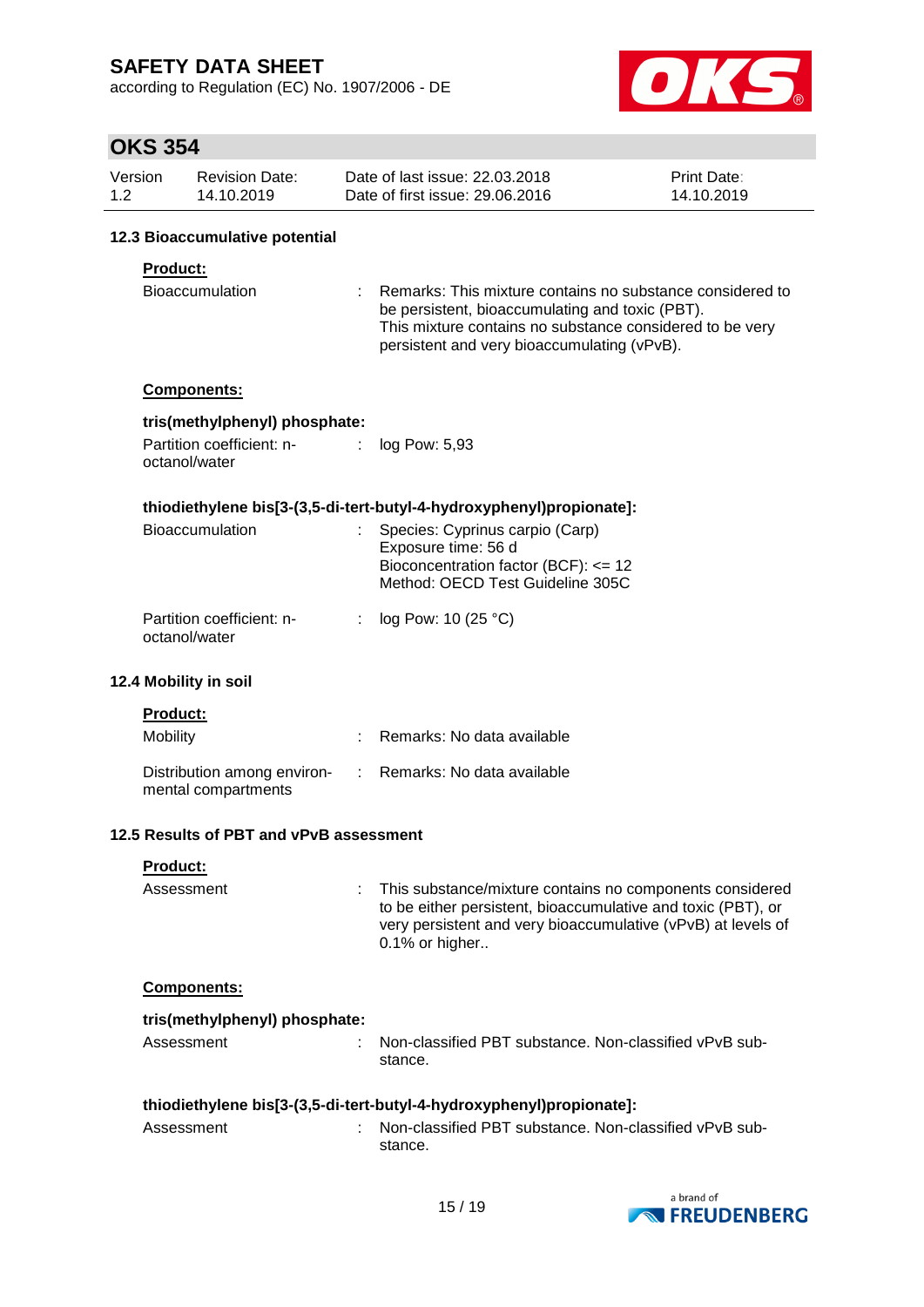### 12.3 Bioaccumulative potential

**Product:**

Bioaccumulation : Remarks: This mixture contains no substance considered to be persistent, bioaccumulating and toxic (PBT).
This mixture contains no substance considered to be very persistent and very bioaccumulating (vPvB).

**Components:**

**tris(methylphenyl) phosphate:**

Partition coefficient: n-octanol/water : log Pow: 5,93

**thiodiethylene bis[3-(3,5-di-tert-butyl-4-hydroxyphenyl)propionate]:**

Bioaccumulation : Species: Cyprinus carpio (Carp)
Exposure time: 56 d
Bioconcentration factor (BCF): <= 12
Method: OECD Test Guideline 305C

Partition coefficient: n-octanol/water : log Pow: 10 (25 °C)

### 12.4 Mobility in soil

**Product:**

Mobility : Remarks: No data available

Distribution among environmental compartments : Remarks: No data available

### 12.5 Results of PBT and vPvB assessment

**Product:**

Assessment : This substance/mixture contains no components considered to be either persistent, bioaccumulative and toxic (PBT), or very persistent and very bioaccumulative (vPvB) at levels of 0.1% or higher..

**Components:**

**tris(methylphenyl) phosphate:**

Assessment : Non-classified PBT substance. Non-classified vPvB substance.

**thiodiethylene bis[3-(3,5-di-tert-butyl-4-hydroxyphenyl)propionate]:**

Assessment : Non-classified PBT substance. Non-classified vPvB substance.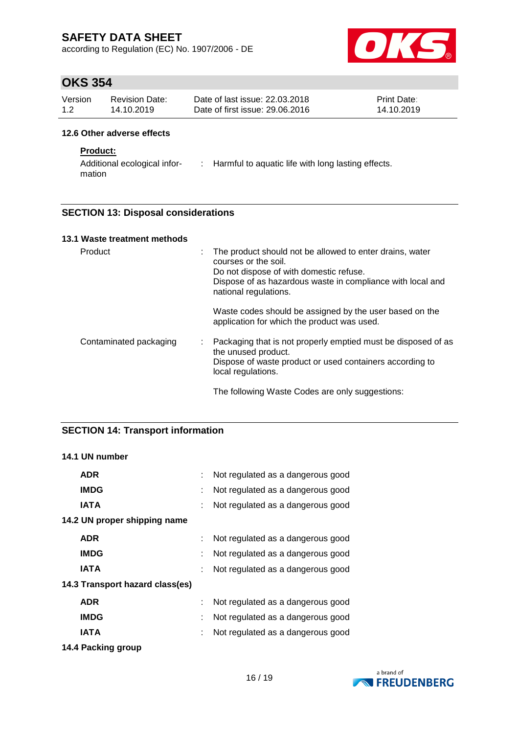### 12.6 Other adverse effects

**Product:**

Additional ecological information : Harmful to aquatic life with long lasting effects.

## SECTION 13: Disposal considerations

### 13.1 Waste treatment methods

| | |
|---|---|
| Product | : The product should not be allowed to enter drains, water courses or the soil.<br>Do not dispose of with domestic refuse.<br>Dispose of as hazardous waste in compliance with local and national regulations.<br><br>Waste codes should be assigned by the user based on the application for which the product was used. |
| Contaminated packaging | : Packaging that is not properly emptied must be disposed of as the unused product.<br>Dispose of waste product or used containers according to local regulations.<br><br>The following Waste Codes are only suggestions: |

## SECTION 14: Transport information

### 14.1 UN number

| | |
|---|---|
| **ADR** | : Not regulated as a dangerous good |
| **IMDG** | : Not regulated as a dangerous good |
| **IATA** | : Not regulated as a dangerous good |

### 14.2 UN proper shipping name

| | |
|---|---|
| **ADR** | : Not regulated as a dangerous good |
| **IMDG** | : Not regulated as a dangerous good |
| **IATA** | : Not regulated as a dangerous good |

### 14.3 Transport hazard class(es)

| | |
|---|---|
| **ADR** | : Not regulated as a dangerous good |
| **IMDG** | : Not regulated as a dangerous good |
| **IATA** | : Not regulated as a dangerous good |

### 14.4 Packing group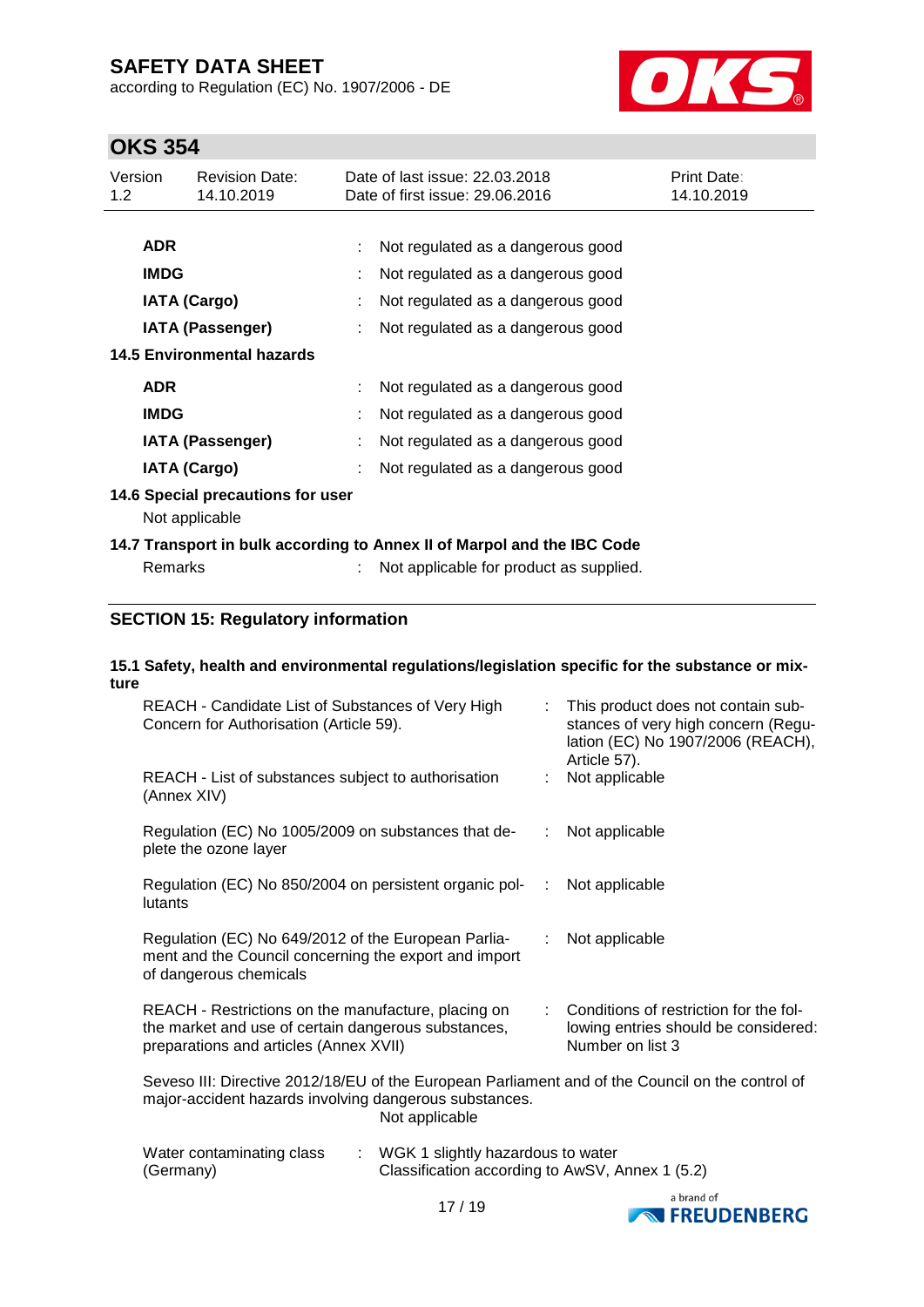| | | |
|---|---|---|
| **ADR** | : | Not regulated as a dangerous good |
| **IMDG** | : | Not regulated as a dangerous good |
| **IATA (Cargo)** | : | Not regulated as a dangerous good |
| **IATA (Passenger)** | : | Not regulated as a dangerous good |

**14.5 Environmental hazards**

| | | |
|---|---|---|
| **ADR** | : | Not regulated as a dangerous good |
| **IMDG** | : | Not regulated as a dangerous good |
| **IATA (Passenger)** | : | Not regulated as a dangerous good |
| **IATA (Cargo)** | : | Not regulated as a dangerous good |

**14.6 Special precautions for user**

Not applicable

**14.7 Transport in bulk according to Annex II of Marpol and the IBC Code**

Remarks : Not applicable for product as supplied.

## SECTION 15: Regulatory information

**15.1 Safety, health and environmental regulations/legislation specific for the substance or mixture**

| | | |
|---|---|---|
| REACH - Candidate List of Substances of Very High Concern for Authorisation (Article 59). | : | This product does not contain substances of very high concern (Regulation (EC) No 1907/2006 (REACH), Article 57). |
| REACH - List of substances subject to authorisation (Annex XIV) | : | Not applicable |
| Regulation (EC) No 1005/2009 on substances that deplete the ozone layer | : | Not applicable |
| Regulation (EC) No 850/2004 on persistent organic pollutants | : | Not applicable |
| Regulation (EC) No 649/2012 of the European Parliament and the Council concerning the export and import of dangerous chemicals | : | Not applicable |
| REACH - Restrictions on the manufacture, placing on the market and use of certain dangerous substances, preparations and articles (Annex XVII) | : | Conditions of restriction for the following entries should be considered: Number on list 3 |

Seveso III: Directive 2012/18/EU of the European Parliament and of the Council on the control of major-accident hazards involving dangerous substances.
Not applicable

Water contaminating class (Germany) : WGK 1 slightly hazardous to water
Classification according to AwSV, Annex 1 (5.2)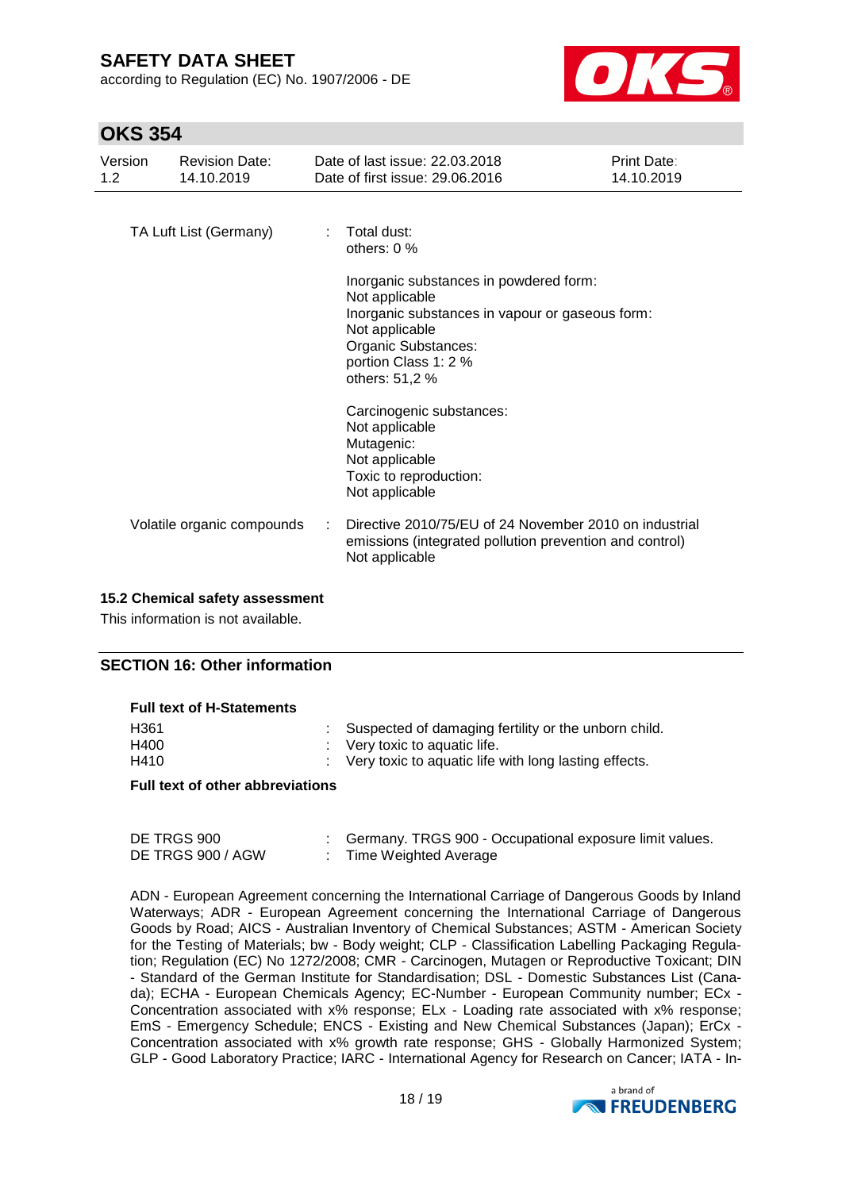| | | |
|---|---|---|
| TA Luft List (Germany) | : | Total dust:<br>others: 0 %<br><br>Inorganic substances in powdered form:<br>Not applicable<br>Inorganic substances in vapour or gaseous form:<br>Not applicable<br>Organic Substances:<br>portion Class 1: 2 %<br>others: 51,2 %<br><br>Carcinogenic substances:<br>Not applicable<br>Mutagenic:<br>Not applicable<br>Toxic to reproduction:<br>Not applicable |
| Volatile organic compounds | : | Directive 2010/75/EU of 24 November 2010 on industrial emissions (integrated pollution prevention and control)<br>Not applicable |

### 15.2 Chemical safety assessment

This information is not available.

## SECTION 16: Other information

**Full text of H-Statements**

| | | |
|---|---|---|
| H361 | : | Suspected of damaging fertility or the unborn child. |
| H400 | : | Very toxic to aquatic life. |
| H410 | : | Very toxic to aquatic life with long lasting effects. |

**Full text of other abbreviations**

| | | |
|---|---|---|
| DE TRGS 900 | : | Germany. TRGS 900 - Occupational exposure limit values. |
| DE TRGS 900 / AGW | : | Time Weighted Average |

ADN - European Agreement concerning the International Carriage of Dangerous Goods by Inland Waterways; ADR - European Agreement concerning the International Carriage of Dangerous Goods by Road; AICS - Australian Inventory of Chemical Substances; ASTM - American Society for the Testing of Materials; bw - Body weight; CLP - Classification Labelling Packaging Regulation; Regulation (EC) No 1272/2008; CMR - Carcinogen, Mutagen or Reproductive Toxicant; DIN - Standard of the German Institute for Standardisation; DSL - Domestic Substances List (Canada); ECHA - European Chemicals Agency; EC-Number - European Community number; ECx - Concentration associated with x% response; ELx - Loading rate associated with x% response; EmS - Emergency Schedule; ENCS - Existing and New Chemical Substances (Japan); ErCx - Concentration associated with x% growth rate response; GHS - Globally Harmonized System; GLP - Good Laboratory Practice; IARC - International Agency for Research on Cancer; IATA - In-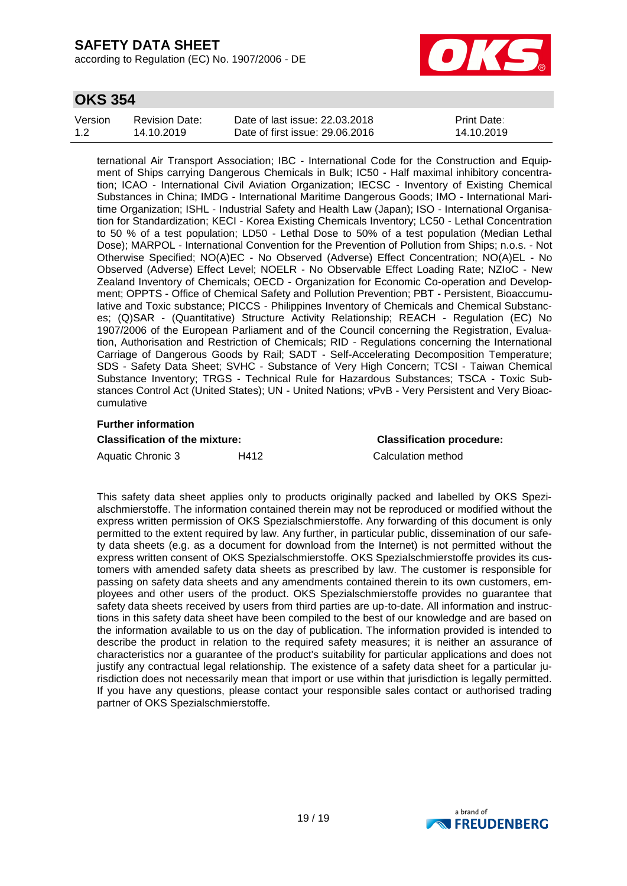ternational Air Transport Association; IBC - International Code for the Construction and Equipment of Ships carrying Dangerous Chemicals in Bulk; IC50 - Half maximal inhibitory concentration; ICAO - International Civil Aviation Organization; IECSC - Inventory of Existing Chemical Substances in China; IMDG - International Maritime Dangerous Goods; IMO - International Maritime Organization; ISHL - Industrial Safety and Health Law (Japan); ISO - International Organisation for Standardization; KECI - Korea Existing Chemicals Inventory; LC50 - Lethal Concentration to 50 % of a test population; LD50 - Lethal Dose to 50% of a test population (Median Lethal Dose); MARPOL - International Convention for the Prevention of Pollution from Ships; n.o.s. - Not Otherwise Specified; NO(A)EC - No Observed (Adverse) Effect Concentration; NO(A)EL - No Observed (Adverse) Effect Level; NOELR - No Observable Effect Loading Rate; NZIoC - New Zealand Inventory of Chemicals; OECD - Organization for Economic Co-operation and Development; OPPTS - Office of Chemical Safety and Pollution Prevention; PBT - Persistent, Bioaccumulative and Toxic substance; PICCS - Philippines Inventory of Chemicals and Chemical Substances; (Q)SAR - (Quantitative) Structure Activity Relationship; REACH - Regulation (EC) No 1907/2006 of the European Parliament and of the Council concerning the Registration, Evaluation, Authorisation and Restriction of Chemicals; RID - Regulations concerning the International Carriage of Dangerous Goods by Rail; SADT - Self-Accelerating Decomposition Temperature; SDS - Safety Data Sheet; SVHC - Substance of Very High Concern; TCSI - Taiwan Chemical Substance Inventory; TRGS - Technical Rule for Hazardous Substances; TSCA - Toxic Substances Control Act (United States); UN - United Nations; vPvB - Very Persistent and Very Bioaccumulative

**Further information**

| Classification of the mixture: | | Classification procedure: |
|---|---|---|
| Aquatic Chronic 3 | H412 | Calculation method |

This safety data sheet applies only to products originally packed and labelled by OKS Spezialschmierstoffe. The information contained therein may not be reproduced or modified without the express written permission of OKS Spezialschmierstoffe. Any forwarding of this document is only permitted to the extent required by law. Any further, in particular public, dissemination of our safety data sheets (e.g. as a document for download from the Internet) is not permitted without the express written consent of OKS Spezialschmierstoffe. OKS Spezialschmierstoffe provides its customers with amended safety data sheets as prescribed by law. The customer is responsible for passing on safety data sheets and any amendments contained therein to its own customers, employees and other users of the product. OKS Spezialschmierstoffe provides no guarantee that safety data sheets received by users from third parties are up-to-date. All information and instructions in this safety data sheet have been compiled to the best of our knowledge and are based on the information available to us on the day of publication. The information provided is intended to describe the product in relation to the required safety measures; it is neither an assurance of characteristics nor a guarantee of the product's suitability for particular applications and does not justify any contractual legal relationship. The existence of a safety data sheet for a particular jurisdiction does not necessarily mean that import or use within that jurisdiction is legally permitted. If you have any questions, please contact your responsible sales contact or authorised trading partner of OKS Spezialschmierstoffe.